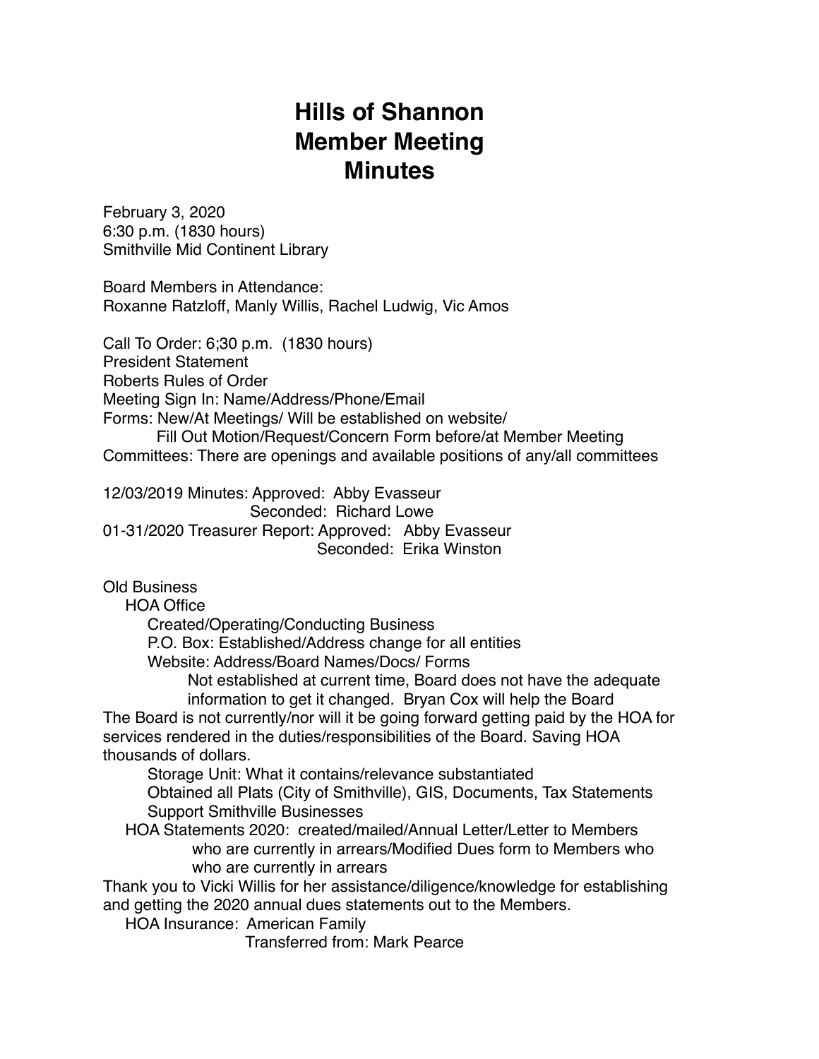# Hills of Shannon
# Member Meeting
# Minutes

February 3, 2020
6:30 p.m. (1830 hours)
Smithville Mid Continent Library

Board Members in Attendance:
Roxanne Ratzloff, Manly Willis, Rachel Ludwig, Vic Amos

Call To Order: 6;30 p.m. (1830 hours)
President Statement
Roberts Rules of Order
Meeting Sign In: Name/Address/Phone/Email
Forms: New/At Meetings/ Will be established on website/
    Fill Out Motion/Request/Concern Form before/at Member Meeting
Committees: There are openings and available positions of any/all committees

12/03/2019 Minutes: Approved: Abby Evasseur
    Seconded: Richard Lowe
01-31/2020 Treasurer Report: Approved: Abby Evasseur
    Seconded: Erika Winston

Old Business
- HOA Office
    - Created/Operating/Conducting Business
    - P.O. Box: Established/Address change for all entities
    - Website: Address/Board Names/Docs/ Forms
        - Not established at current time, Board does not have the adequate information to get it changed. Bryan Cox will help the Board

The Board is not currently/nor will it be going forward getting paid by the HOA for services rendered in the duties/responsibilities of the Board. Saving HOA thousands of dollars.

- Storage Unit: What it contains/relevance substantiated
- Obtained all Plats (City of Smithville), GIS, Documents, Tax Statements
- Support Smithville Businesses

- HOA Statements 2020: created/mailed/Annual Letter/Letter to Members who are currently in arrears/Modified Dues form to Members who who are currently in arrears

Thank you to Vicki Willis for her assistance/diligence/knowledge for establishing and getting the 2020 annual dues statements out to the Members.

- HOA Insurance: American Family
    Transferred from: Mark Pearce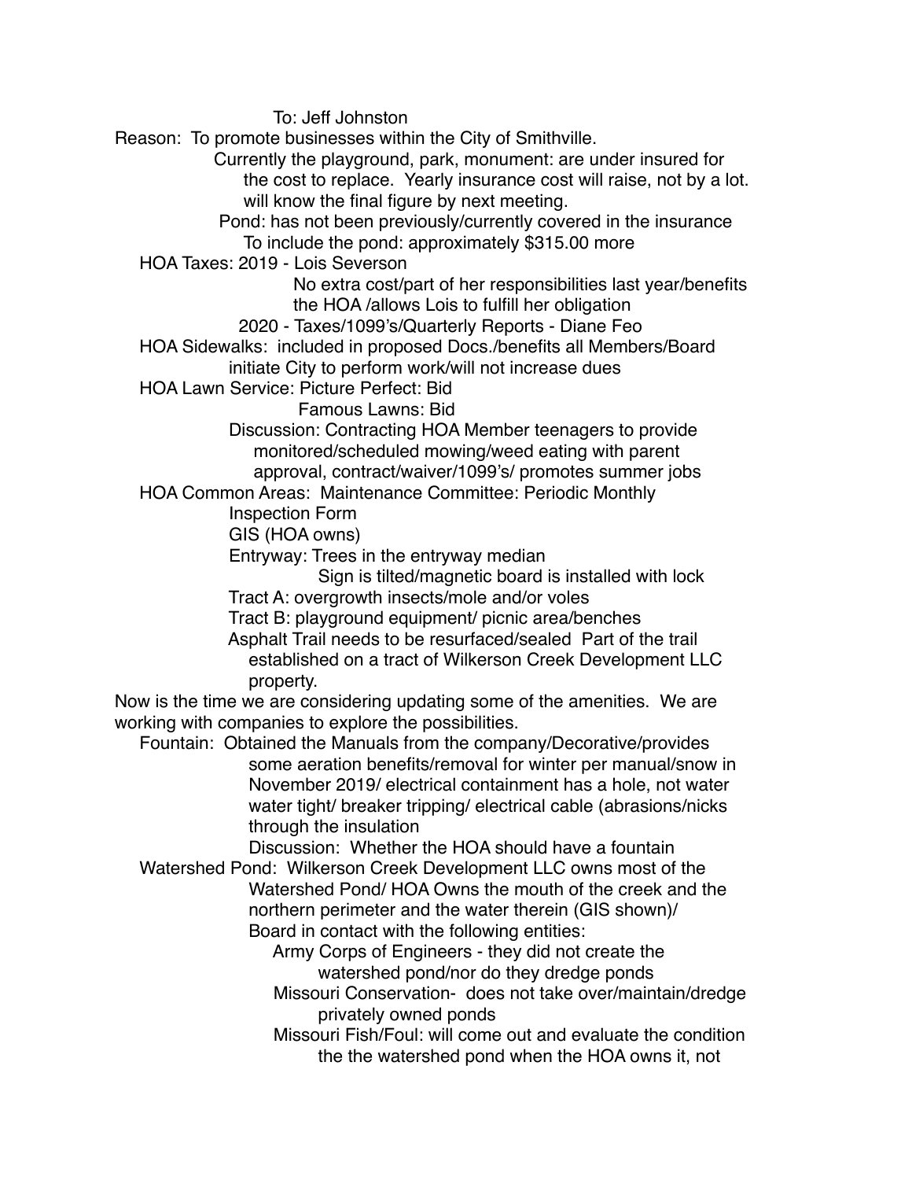To: Jeff Johnston

Reason: To promote businesses within the City of Smithville.

Currently the playground, park, monument: are under insured for the cost to replace. Yearly insurance cost will raise, not by a lot. will know the final figure by next meeting.

Pond: has not been previously/currently covered in the insurance
To include the pond: approximately $315.00 more

HOA Taxes: 2019 - Lois Severson
No extra cost/part of her responsibilities last year/benefits the HOA /allows Lois to fulfill her obligation
2020 - Taxes/1099's/Quarterly Reports - Diane Feo

HOA Sidewalks: included in proposed Docs./benefits all Members/Board initiate City to perform work/will not increase dues

HOA Lawn Service: Picture Perfect: Bid
Famous Lawns: Bid
Discussion: Contracting HOA Member teenagers to provide monitored/scheduled mowing/weed eating with parent approval, contract/waiver/1099's/ promotes summer jobs

HOA Common Areas: Maintenance Committee: Periodic Monthly Inspection Form
GIS (HOA owns)
Entryway: Trees in the entryway median
Sign is tilted/magnetic board is installed with lock
Tract A: overgrowth insects/mole and/or voles
Tract B: playground equipment/ picnic area/benches
Asphalt Trail needs to be resurfaced/sealed Part of the trail established on a tract of Wilkerson Creek Development LLC property.

Now is the time we are considering updating some of the amenities. We are working with companies to explore the possibilities.

Fountain: Obtained the Manuals from the company/Decorative/provides some aeration benefits/removal for winter per manual/snow in November 2019/ electrical containment has a hole, not water water tight/ breaker tripping/ electrical cable (abrasions/nicks through the insulation
Discussion: Whether the HOA should have a fountain

Watershed Pond: Wilkerson Creek Development LLC owns most of the Watershed Pond/ HOA Owns the mouth of the creek and the northern perimeter and the water therein (GIS shown)/
Board in contact with the following entities:
Army Corps of Engineers - they did not create the watershed pond/nor do they dredge ponds
Missouri Conservation- does not take over/maintain/dredge privately owned ponds
Missouri Fish/Foul: will come out and evaluate the condition the the watershed pond when the HOA owns it, not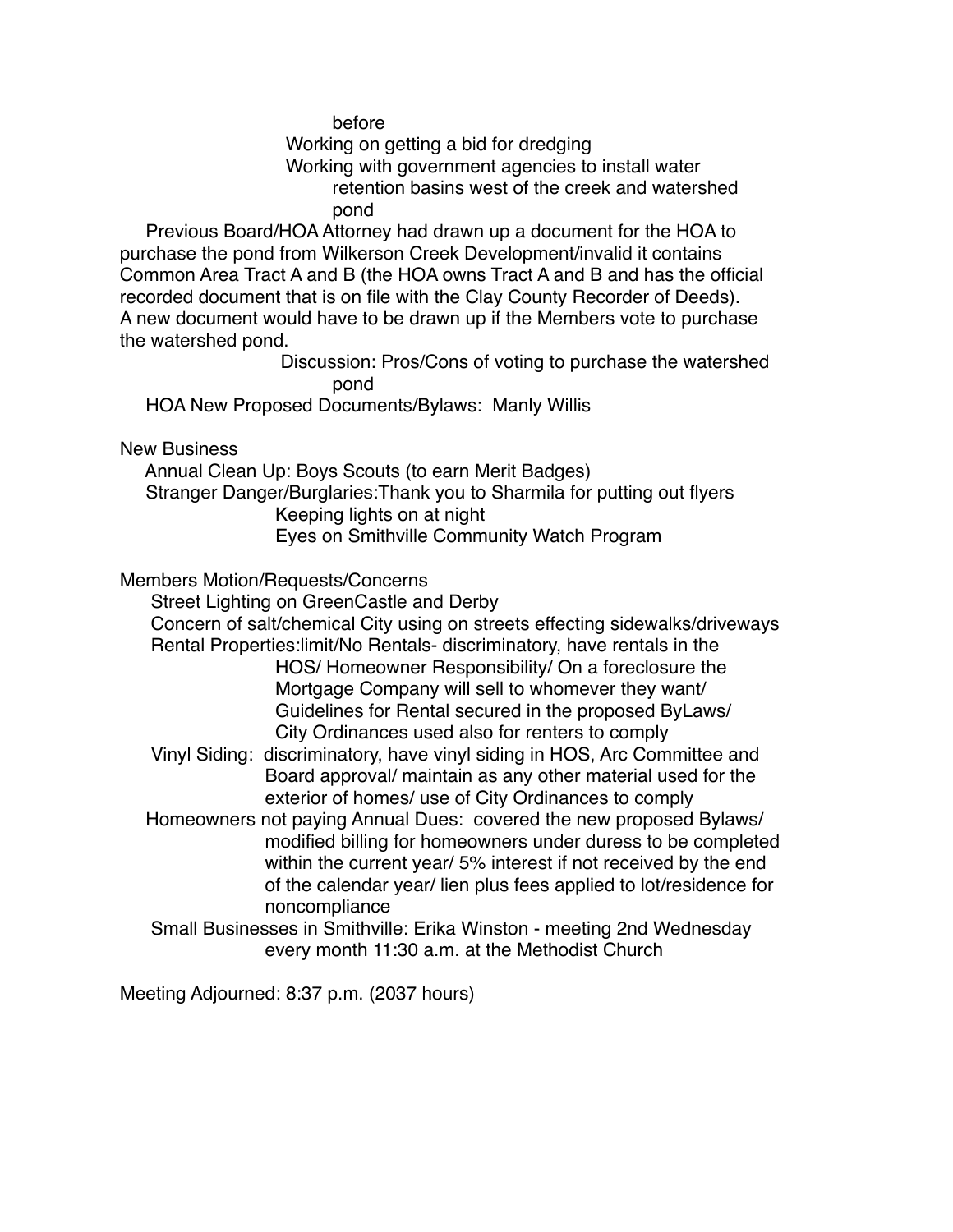before

Working on getting a bid for dredging

Working with government agencies to install water retention basins west of the creek and watershed pond

Previous Board/HOA Attorney had drawn up a document for the HOA to purchase the pond from Wilkerson Creek Development/invalid it contains Common Area Tract A and B (the HOA owns Tract A and B and has the official recorded document that is on file with the Clay County Recorder of Deeds). A new document would have to be drawn up if the Members vote to purchase the watershed pond.

Discussion: Pros/Cons of voting to purchase the watershed pond

HOA New Proposed Documents/Bylaws: Manly Willis

New Business

- Annual Clean Up: Boys Scouts (to earn Merit Badges)
- Stranger Danger/Burglaries:Thank you to Sharmila for putting out flyers
  - Keeping lights on at night
  - Eyes on Smithville Community Watch Program

Members Motion/Requests/Concerns

- Street Lighting on GreenCastle and Derby
- Concern of salt/chemical City using on streets effecting sidewalks/driveways
- Rental Properties:limit/No Rentals- discriminatory, have rentals in the HOS/ Homeowner Responsibility/ On a foreclosure the Mortgage Company will sell to whomever they want/ Guidelines for Rental secured in the proposed ByLaws/ City Ordinances used also for renters to comply
- Vinyl Siding: discriminatory, have vinyl siding in HOS, Arc Committee and Board approval/ maintain as any other material used for the exterior of homes/ use of City Ordinances to comply
- Homeowners not paying Annual Dues: covered the new proposed Bylaws/ modified billing for homeowners under duress to be completed within the current year/ 5% interest if not received by the end of the calendar year/ lien plus fees applied to lot/residence for noncompliance
- Small Businesses in Smithville: Erika Winston - meeting 2nd Wednesday every month 11:30 a.m. at the Methodist Church

Meeting Adjourned: 8:37 p.m. (2037 hours)